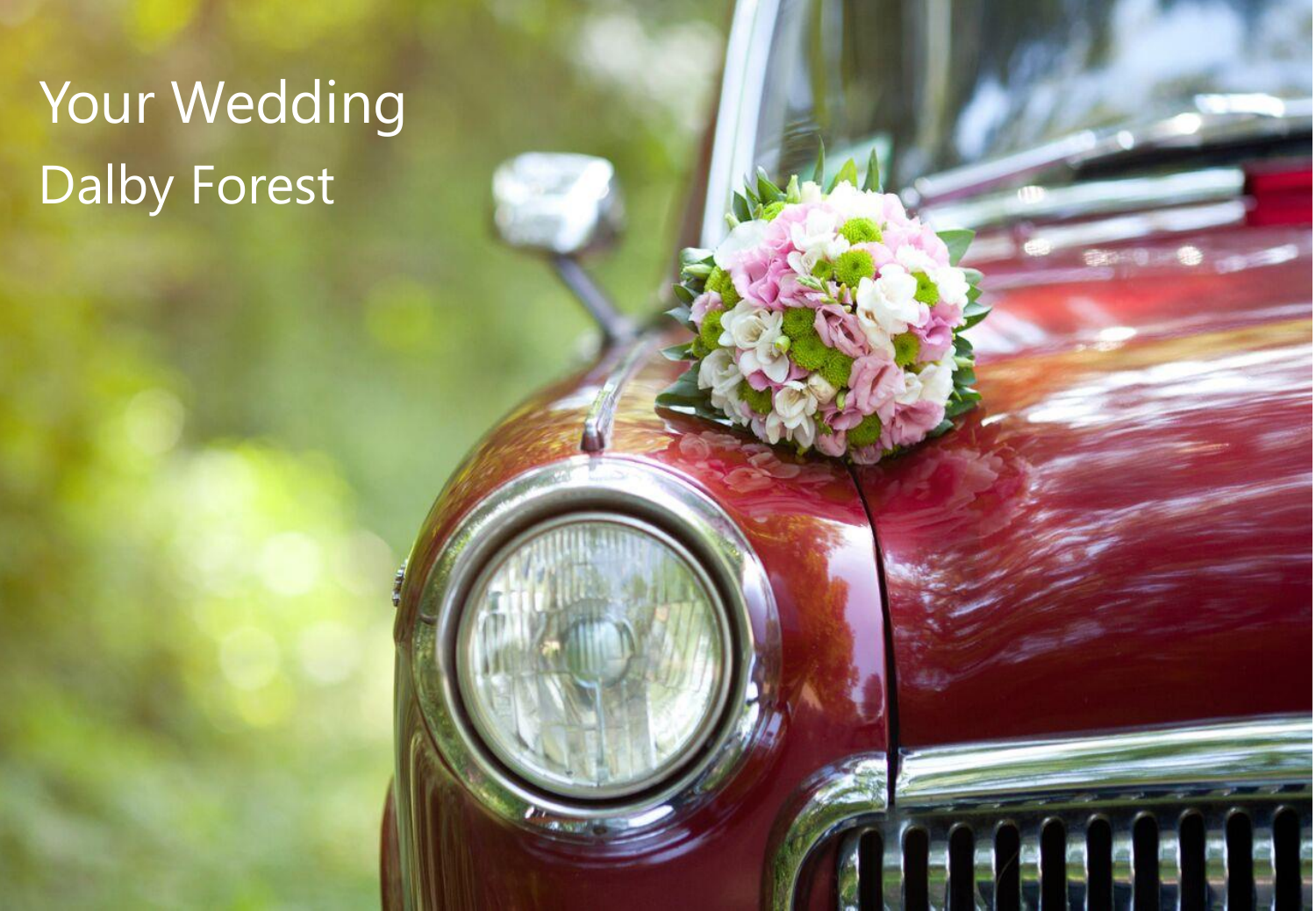# Your Wedding

## Dalby Forest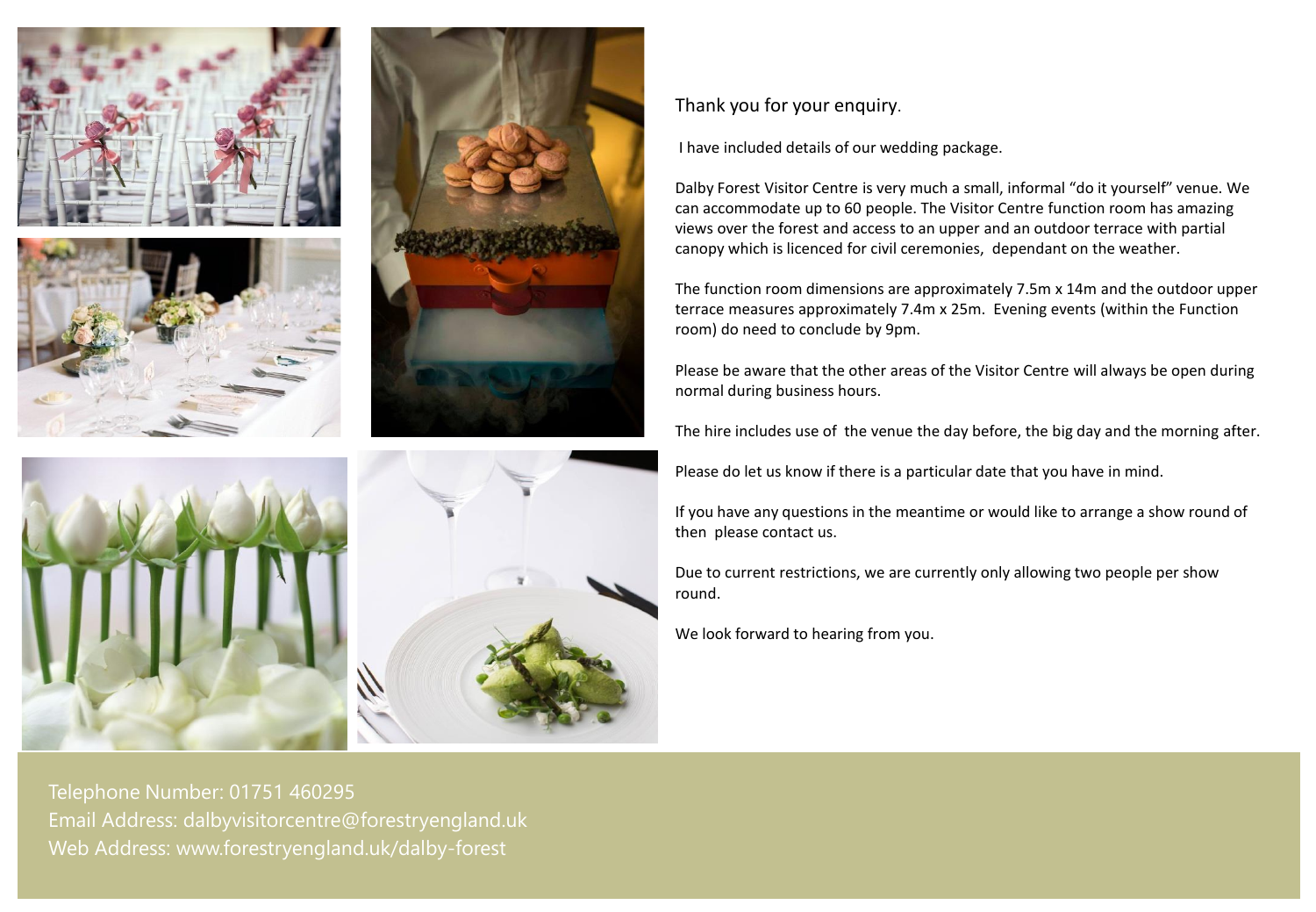Thank you for your enquiry.

I have included details of our wedding package.

Dalby Forest Visitor Centre is very much a small, informal "do it yourself" venue. We can accommodate up to 60 people. The Visitor Centre function room has amazing views over the forest and access to an upper and an outdoor terrace with partial canopy which is licenced for civil ceremonies, dependant on the weather.

The function room dimensions are approximately 7.5m x 14m and the outdoor upper terrace measures approximately 7.4m x 25m. Evening events (within the Function room) do need to conclude by 9pm.

Please be aware that the other areas of the Visitor Centre will always be open during normal during business hours.

The hire includes use of the venue the day before, the big day and the morning after.

Please do let us know if there is a particular date that you have in mind.

If you have any questions in the meantime or would like to arrange a show round of then please contact us.

Due to current restrictions, we are currently only allowing two people per show round.

We look forward to hearing from you.

Telephone Number: 01751 460295
Email Address: dalbyvisitorcentre@forestryengland.uk
Web Address: www.forestryengland.uk/dalby-forest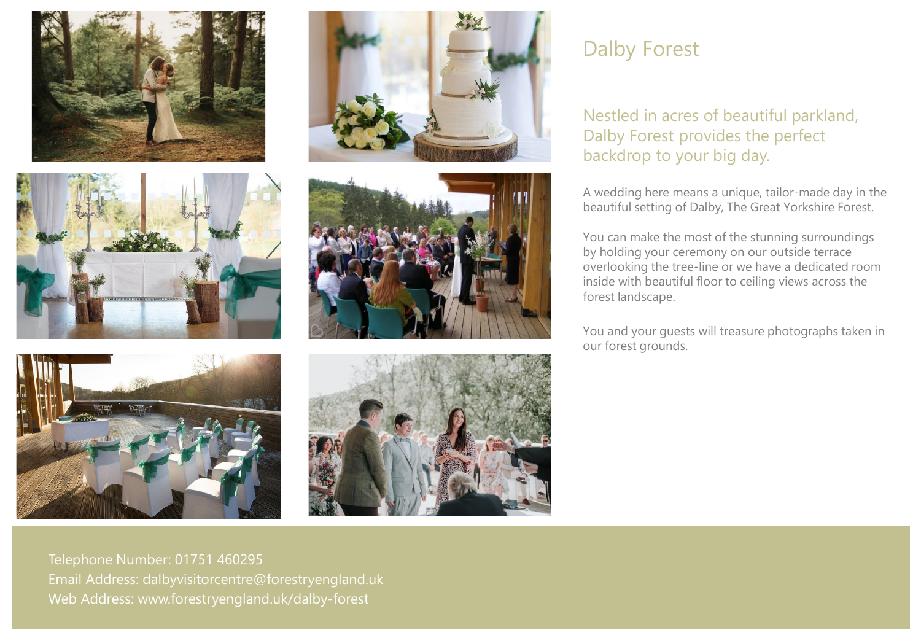# Dalby Forest

## Nestled in acres of beautiful parkland, Dalby Forest provides the perfect backdrop to your big day.

A wedding here means a unique, tailor-made day in the beautiful setting of Dalby, The Great Yorkshire Forest.

You can make the most of the stunning surroundings by holding your ceremony on our outside terrace overlooking the tree-line or we have a dedicated room inside with beautiful floor to ceiling views across the forest landscape.

You and your guests will treasure photographs taken in our forest grounds.

Telephone Number: 01751 460295
Email Address: dalbyvisitorcentre@forestryengland.uk
Web Address: www.forestryengland.uk/dalby-forest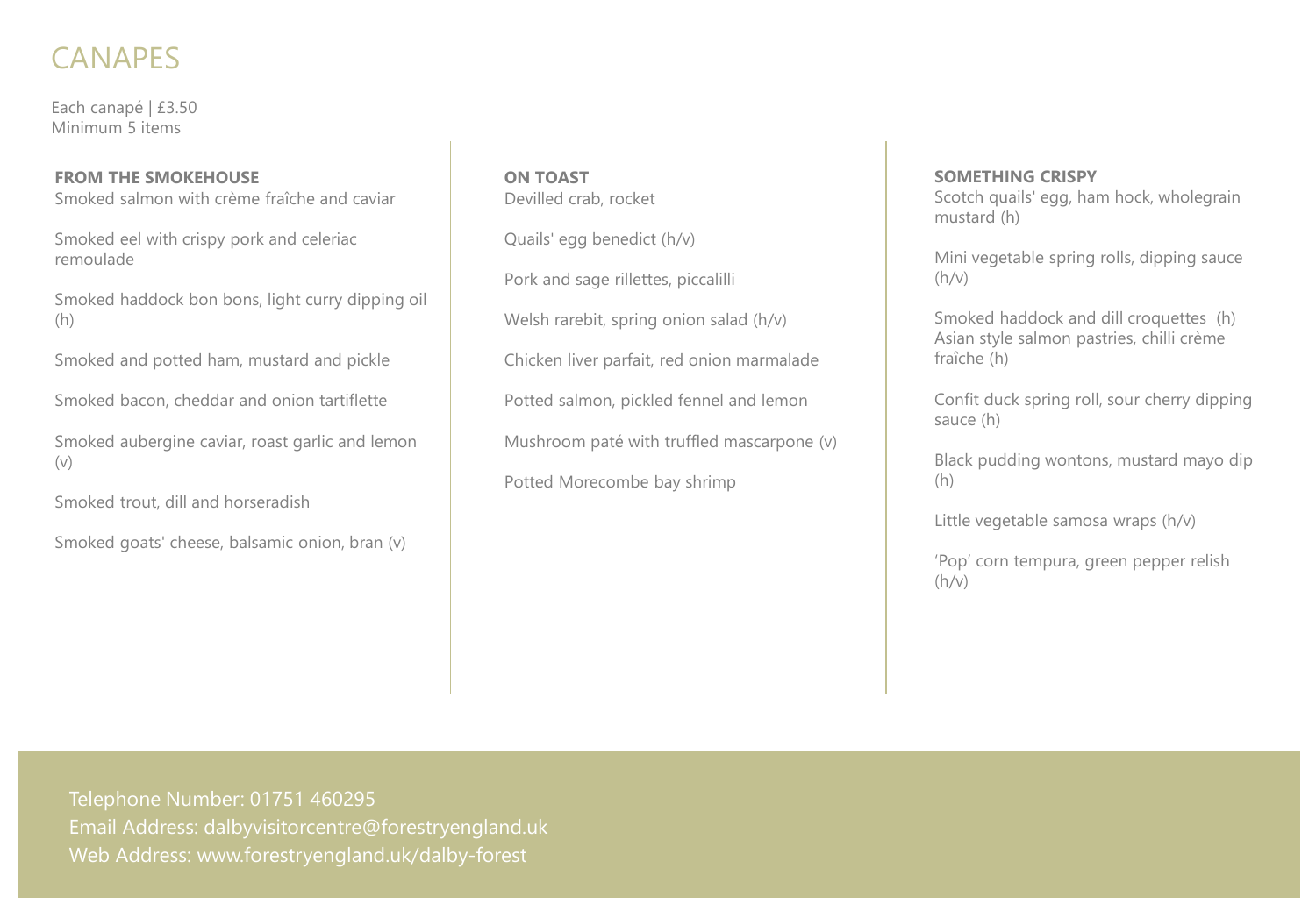# CANAPES

Each canapé | £3.50
Minimum 5 items

**FROM THE SMOKEHOUSE**

Smoked salmon with crème fraîche and caviar

Smoked eel with crispy pork and celeriac remoulade

Smoked haddock bon bons, light curry dipping oil (h)

Smoked and potted ham, mustard and pickle

Smoked bacon, cheddar and onion tartiflette

Smoked aubergine caviar, roast garlic and lemon (v)

Smoked trout, dill and horseradish

Smoked goats' cheese, balsamic onion, bran (v)

**ON TOAST**

Devilled crab, rocket

Quails' egg benedict (h/v)

Pork and sage rillettes, piccalilli

Welsh rarebit, spring onion salad (h/v)

Chicken liver parfait, red onion marmalade

Potted salmon, pickled fennel and lemon

Mushroom paté with truffled mascarpone (v)

Potted Morecombe bay shrimp

**SOMETHING CRISPY**

Scotch quails' egg, ham hock, wholegrain mustard (h)

Mini vegetable spring rolls, dipping sauce (h/v)

Smoked haddock and dill croquettes (h)
Asian style salmon pastries, chilli crème fraîche (h)

Confit duck spring roll, sour cherry dipping sauce (h)

Black pudding wontons, mustard mayo dip (h)

Little vegetable samosa wraps (h/v)

'Pop' corn tempura, green pepper relish (h/v)

Telephone Number: 01751 460295
Email Address: dalbyvisitorcentre@forestryengland.uk
Web Address: www.forestryengland.uk/dalby-forest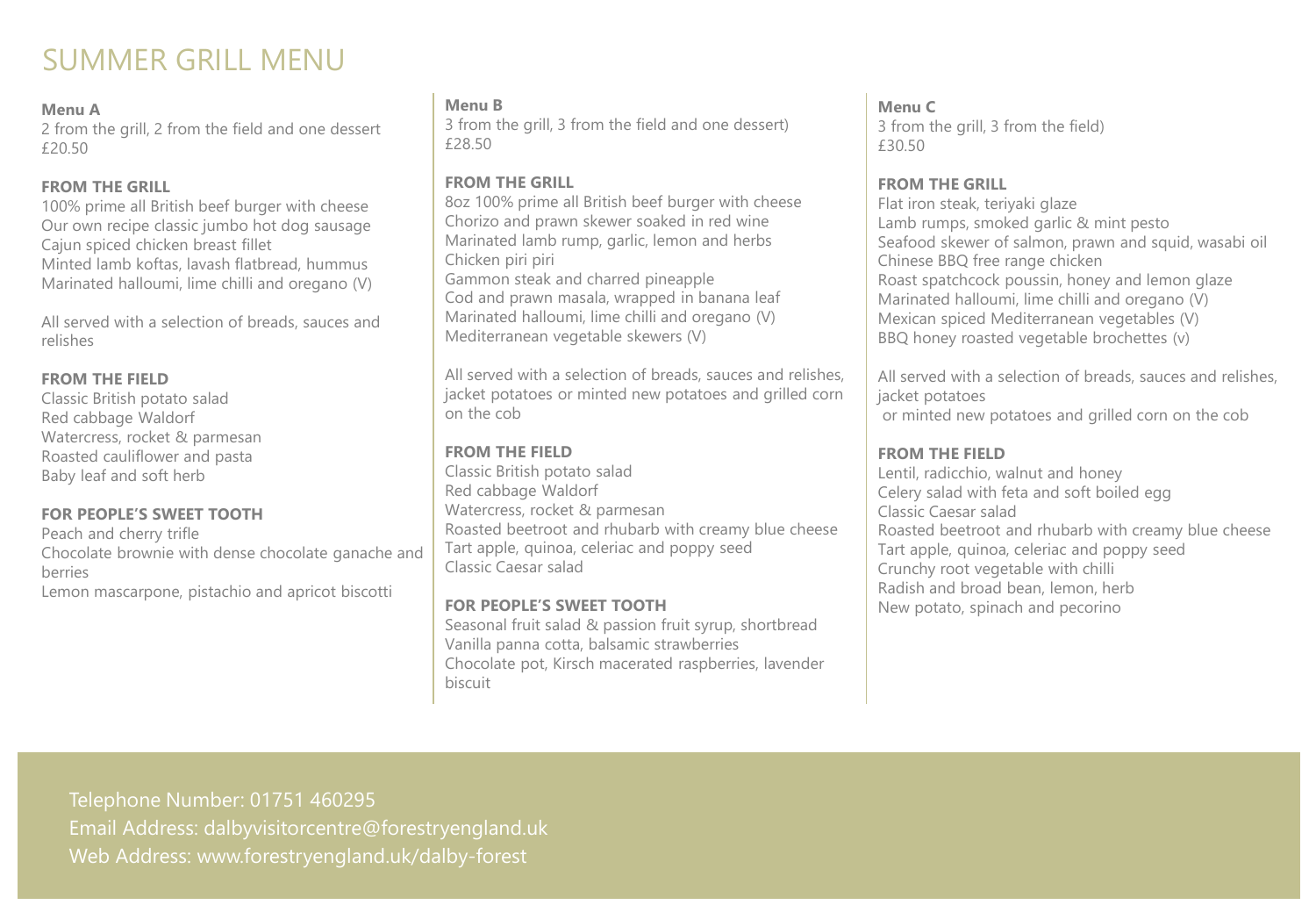# SUMMER GRILL MENU

**Menu A**
2 from the grill, 2 from the field and one dessert
£20.50

**FROM THE GRILL**
100% prime all British beef burger with cheese
Our own recipe classic jumbo hot dog sausage
Cajun spiced chicken breast fillet
Minted lamb koftas, lavash flatbread, hummus
Marinated halloumi, lime chilli and oregano (V)

All served with a selection of breads, sauces and relishes

**FROM THE FIELD**
Classic British potato salad
Red cabbage Waldorf
Watercress, rocket & parmesan
Roasted cauliflower and pasta
Baby leaf and soft herb

**FOR PEOPLE'S SWEET TOOTH**
Peach and cherry trifle
Chocolate brownie with dense chocolate ganache and berries
Lemon mascarpone, pistachio and apricot biscotti

**Menu B**
3 from the grill, 3 from the field and one dessert)
£28.50

**FROM THE GRILL**
8oz 100% prime all British beef burger with cheese
Chorizo and prawn skewer soaked in red wine
Marinated lamb rump, garlic, lemon and herbs
Chicken piri piri
Gammon steak and charred pineapple
Cod and prawn masala, wrapped in banana leaf
Marinated halloumi, lime chilli and oregano (V)
Mediterranean vegetable skewers (V)

All served with a selection of breads, sauces and relishes, jacket potatoes or minted new potatoes and grilled corn on the cob

**FROM THE FIELD**
Classic British potato salad
Red cabbage Waldorf
Watercress, rocket & parmesan
Roasted beetroot and rhubarb with creamy blue cheese
Tart apple, quinoa, celeriac and poppy seed
Classic Caesar salad

**FOR PEOPLE'S SWEET TOOTH**
Seasonal fruit salad & passion fruit syrup, shortbread
Vanilla panna cotta, balsamic strawberries
Chocolate pot, Kirsch macerated raspberries, lavender biscuit

**Menu C**
3 from the grill, 3 from the field)
£30.50

**FROM THE GRILL**
Flat iron steak, teriyaki glaze
Lamb rumps, smoked garlic & mint pesto
Seafood skewer of salmon, prawn and squid, wasabi oil
Chinese BBQ free range chicken
Roast spatchcock poussin, honey and lemon glaze
Marinated halloumi, lime chilli and oregano (V)
Mexican spiced Mediterranean vegetables (V)
BBQ honey roasted vegetable brochettes (v)

All served with a selection of breads, sauces and relishes, jacket potatoes
or minted new potatoes and grilled corn on the cob

**FROM THE FIELD**
Lentil, radicchio, walnut and honey
Celery salad with feta and soft boiled egg
Classic Caesar salad
Roasted beetroot and rhubarb with creamy blue cheese
Tart apple, quinoa, celeriac and poppy seed
Crunchy root vegetable with chilli
Radish and broad bean, lemon, herb
New potato, spinach and pecorino

Telephone Number: 01751 460295
Email Address: dalbyvisitorcentre@forestryengland.uk
Web Address: www.forestryengland.uk/dalby-forest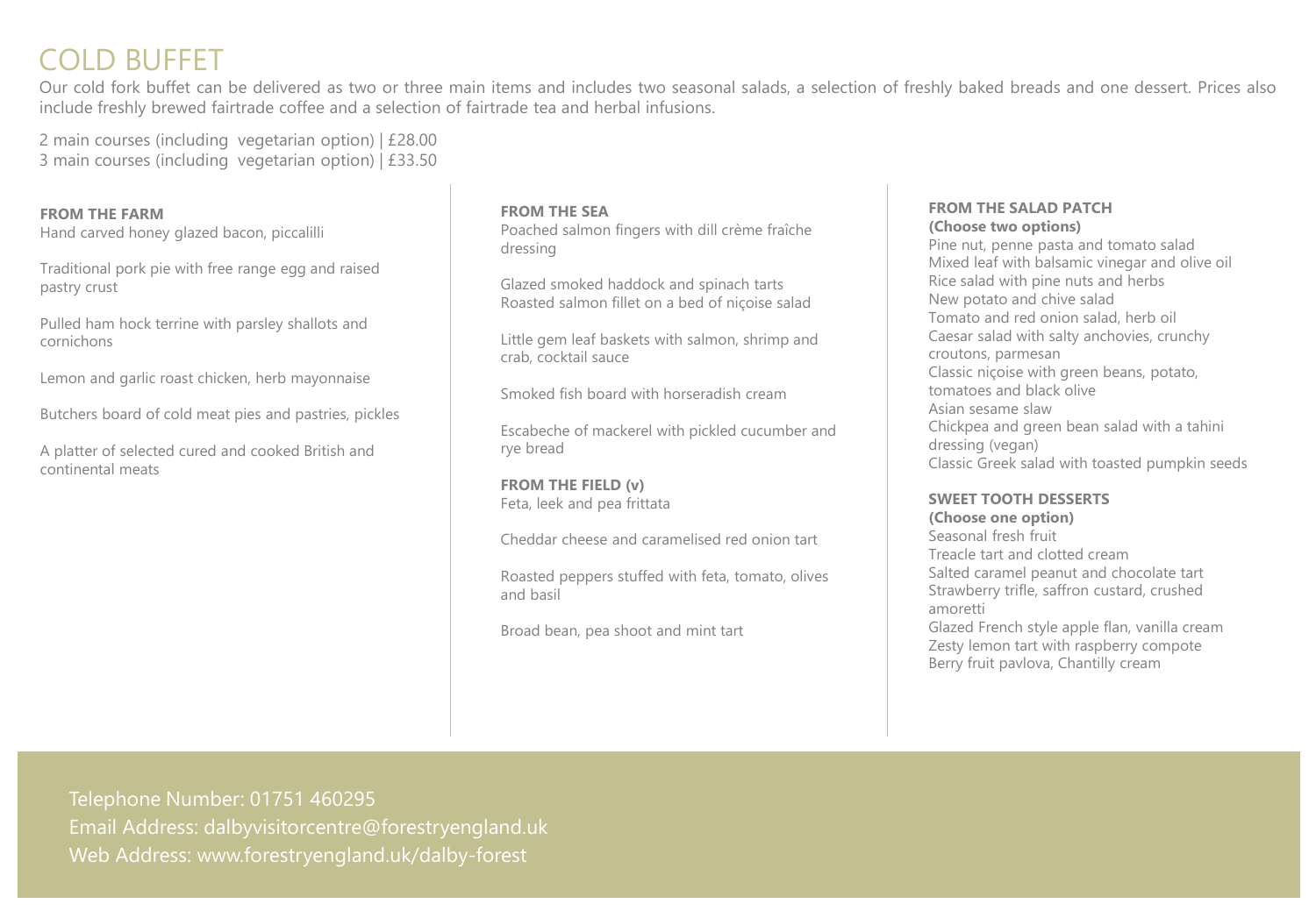# COLD BUFFET

Our cold fork buffet can be delivered as two or three main items and includes two seasonal salads, a selection of freshly baked breads and one dessert. Prices also include freshly brewed fairtrade coffee and a selection of fairtrade tea and herbal infusions.

2 main courses (including vegetarian option) | £28.00
3 main courses (including vegetarian option) | £33.50

**FROM THE FARM**

Hand carved honey glazed bacon, piccalilli

Traditional pork pie with free range egg and raised pastry crust

Pulled ham hock terrine with parsley shallots and cornichons

Lemon and garlic roast chicken, herb mayonnaise

Butchers board of cold meat pies and pastries, pickles

A platter of selected cured and cooked British and continental meats

**FROM THE SEA**

Poached salmon fingers with dill crème fraîche dressing

Glazed smoked haddock and spinach tarts
Roasted salmon fillet on a bed of niçoise salad

Little gem leaf baskets with salmon, shrimp and crab, cocktail sauce

Smoked fish board with horseradish cream

Escabeche of mackerel with pickled cucumber and rye bread

**FROM THE FIELD (v)**

Feta, leek and pea frittata

Cheddar cheese and caramelised red onion tart

Roasted peppers stuffed with feta, tomato, olives and basil

Broad bean, pea shoot and mint tart

**FROM THE SALAD PATCH**
**(Choose two options)**

Pine nut, penne pasta and tomato salad
Mixed leaf with balsamic vinegar and olive oil
Rice salad with pine nuts and herbs
New potato and chive salad
Tomato and red onion salad, herb oil
Caesar salad with salty anchovies, crunchy croutons, parmesan
Classic niçoise with green beans, potato, tomatoes and black olive
Asian sesame slaw
Chickpea and green bean salad with a tahini dressing (vegan)
Classic Greek salad with toasted pumpkin seeds

**SWEET TOOTH DESSERTS**
**(Choose one option)**

Seasonal fresh fruit
Treacle tart and clotted cream
Salted caramel peanut and chocolate tart
Strawberry trifle, saffron custard, crushed amoretti
Glazed French style apple flan, vanilla cream
Zesty lemon tart with raspberry compote
Berry fruit pavlova, Chantilly cream

Telephone Number: 01751 460295
Email Address: dalbyvisitorcentre@forestryengland.uk
Web Address: www.forestryengland.uk/dalby-forest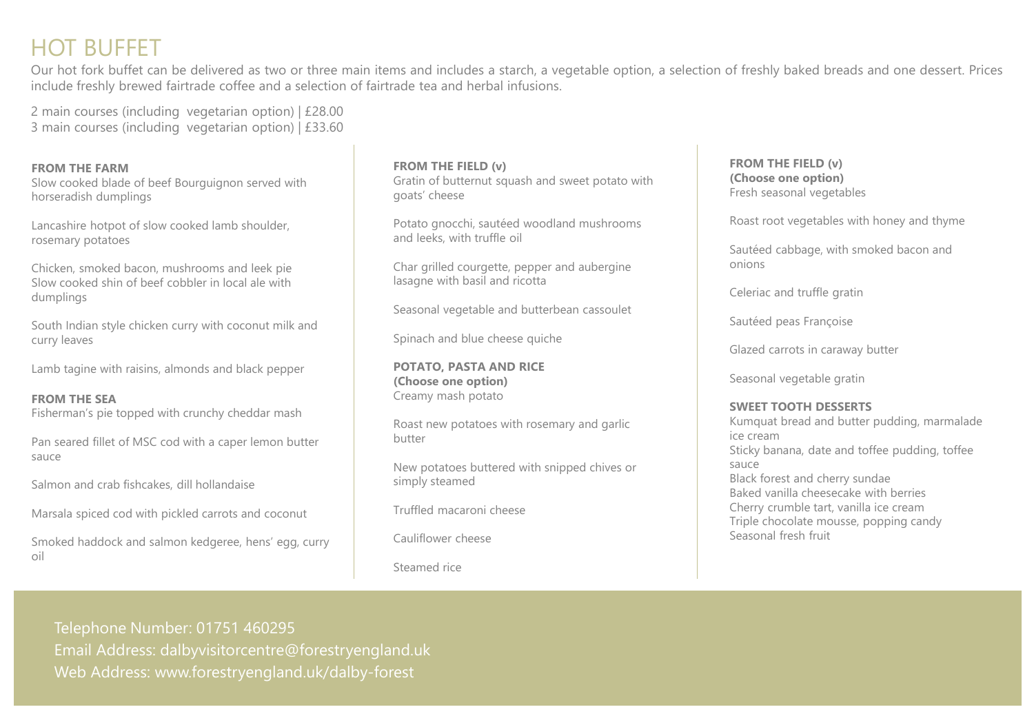# HOT BUFFET

Our hot fork buffet can be delivered as two or three main items and includes a starch, a vegetable option, a selection of freshly baked breads and one dessert. Prices include freshly brewed fairtrade coffee and a selection of fairtrade tea and herbal infusions.

2 main courses (including vegetarian option) | £28.00
3 main courses (including vegetarian option) | £33.60

**FROM THE FARM**

Slow cooked blade of beef Bourguignon served with horseradish dumplings

Lancashire hotpot of slow cooked lamb shoulder, rosemary potatoes

Chicken, smoked bacon, mushrooms and leek pie
Slow cooked shin of beef cobbler in local ale with dumplings

South Indian style chicken curry with coconut milk and curry leaves

Lamb tagine with raisins, almonds and black pepper

**FROM THE SEA**

Fisherman's pie topped with crunchy cheddar mash

Pan seared fillet of MSC cod with a caper lemon butter sauce

Salmon and crab fishcakes, dill hollandaise

Marsala spiced cod with pickled carrots and coconut

Smoked haddock and salmon kedgeree, hens' egg, curry oil

**FROM THE FIELD (v)**

Gratin of butternut squash and sweet potato with goats' cheese

Potato gnocchi, sautéed woodland mushrooms and leeks, with truffle oil

Char grilled courgette, pepper and aubergine lasagne with basil and ricotta

Seasonal vegetable and butterbean cassoulet

Spinach and blue cheese quiche

**POTATO, PASTA AND RICE**
**(Choose one option)**

Creamy mash potato

Roast new potatoes with rosemary and garlic butter

New potatoes buttered with snipped chives or simply steamed

Truffled macaroni cheese

Cauliflower cheese

Steamed rice

**FROM THE FIELD (v)**
**(Choose one option)**

Fresh seasonal vegetables

Roast root vegetables with honey and thyme

Sautéed cabbage, with smoked bacon and onions

Celeriac and truffle gratin

Sautéed peas Françoise

Glazed carrots in caraway butter

Seasonal vegetable gratin

**SWEET TOOTH DESSERTS**

Kumquat bread and butter pudding, marmalade ice cream
Sticky banana, date and toffee pudding, toffee sauce
Black forest and cherry sundae
Baked vanilla cheesecake with berries
Cherry crumble tart, vanilla ice cream
Triple chocolate mousse, popping candy
Seasonal fresh fruit

Telephone Number: 01751 460295
Email Address: dalbyvisitorcentre@forestryengland.uk
Web Address: www.forestryengland.uk/dalby-forest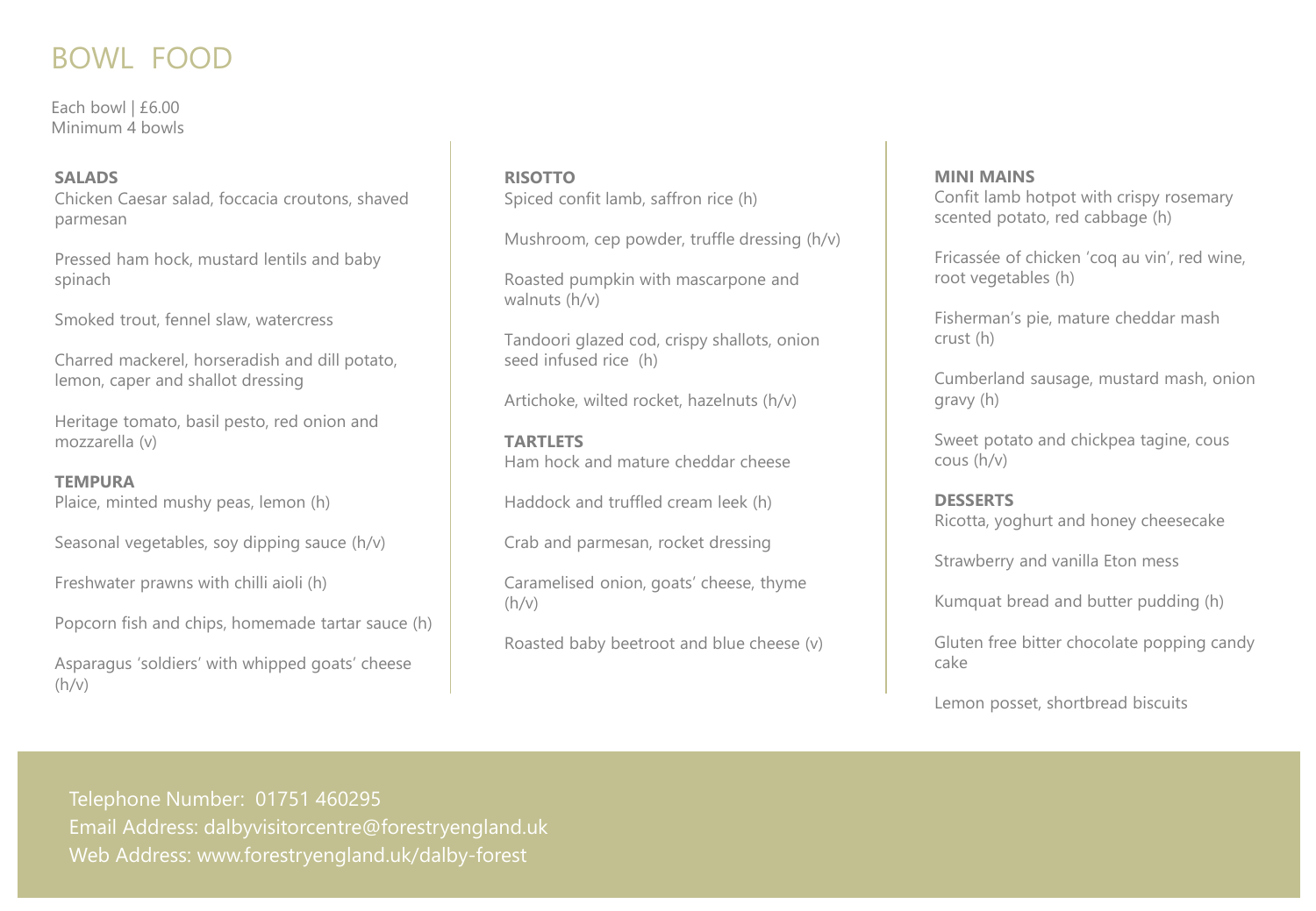# BOWL FOOD

Each bowl | £6.00
Minimum 4 bowls

**SALADS**

Chicken Caesar salad, foccacia croutons, shaved parmesan

Pressed ham hock, mustard lentils and baby spinach

Smoked trout, fennel slaw, watercress

Charred mackerel, horseradish and dill potato, lemon, caper and shallot dressing

Heritage tomato, basil pesto, red onion and mozzarella (v)

**TEMPURA**

Plaice, minted mushy peas, lemon (h)

Seasonal vegetables, soy dipping sauce (h/v)

Freshwater prawns with chilli aioli (h)

Popcorn fish and chips, homemade tartar sauce (h)

Asparagus 'soldiers' with whipped goats' cheese (h/v)

**RISOTTO**

Spiced confit lamb, saffron rice (h)

Mushroom, cep powder, truffle dressing (h/v)

Roasted pumpkin with mascarpone and walnuts (h/v)

Tandoori glazed cod, crispy shallots, onion seed infused rice (h)

Artichoke, wilted rocket, hazelnuts (h/v)

**TARTLETS**

Ham hock and mature cheddar cheese

Haddock and truffled cream leek (h)

Crab and parmesan, rocket dressing

Caramelised onion, goats' cheese, thyme (h/v)

Roasted baby beetroot and blue cheese (v)

**MINI MAINS**

Confit lamb hotpot with crispy rosemary scented potato, red cabbage (h)

Fricassée of chicken 'coq au vin', red wine, root vegetables (h)

Fisherman's pie, mature cheddar mash crust (h)

Cumberland sausage, mustard mash, onion gravy (h)

Sweet potato and chickpea tagine, cous cous (h/v)

**DESSERTS**

Ricotta, yoghurt and honey cheesecake

Strawberry and vanilla Eton mess

Kumquat bread and butter pudding (h)

Gluten free bitter chocolate popping candy cake

Lemon posset, shortbread biscuits

Telephone Number: 01751 460295
Email Address: dalbyvisitorcentre@forestryengland.uk
Web Address: www.forestryengland.uk/dalby-forest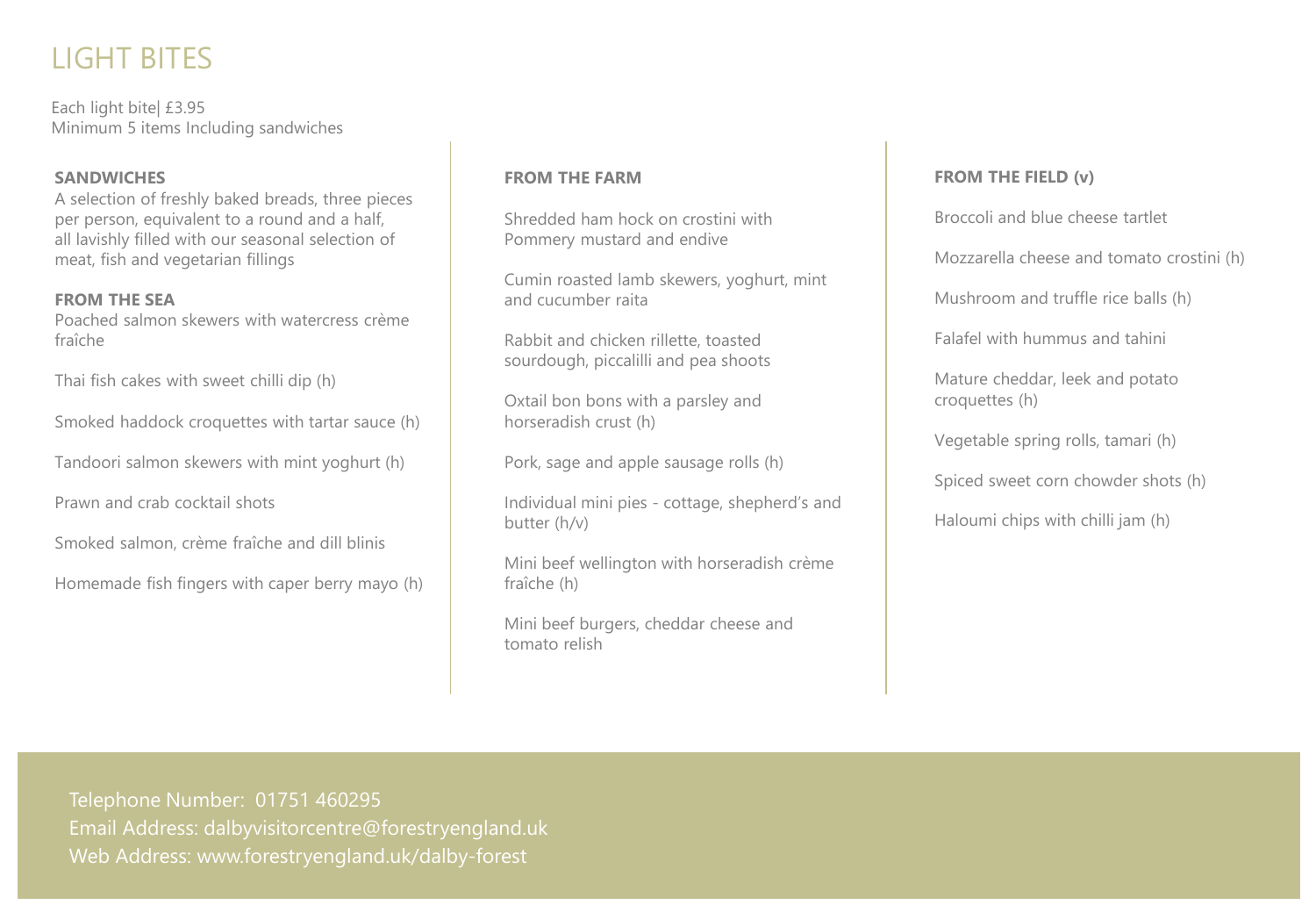# LIGHT BITES

Each light bite| £3.95
Minimum 5 items Including sandwiches

**SANDWICHES**
A selection of freshly baked breads, three pieces per person, equivalent to a round and a half, all lavishly filled with our seasonal selection of meat, fish and vegetarian fillings

**FROM THE SEA**
Poached salmon skewers with watercress crème fraîche

Thai fish cakes with sweet chilli dip (h)

Smoked haddock croquettes with tartar sauce (h)

Tandoori salmon skewers with mint yoghurt (h)

Prawn and crab cocktail shots

Smoked salmon, crème fraîche and dill blinis

Homemade fish fingers with caper berry mayo (h)

**FROM THE FARM**

Shredded ham hock on crostini with Pommery mustard and endive

Cumin roasted lamb skewers, yoghurt, mint and cucumber raita

Rabbit and chicken rillette, toasted sourdough, piccalilli and pea shoots

Oxtail bon bons with a parsley and horseradish crust (h)

Pork, sage and apple sausage rolls (h)

Individual mini pies - cottage, shepherd's and butter (h/v)

Mini beef wellington with horseradish crème fraîche (h)

Mini beef burgers, cheddar cheese and tomato relish

**FROM THE FIELD (v)**

Broccoli and blue cheese tartlet

Mozzarella cheese and tomato crostini (h)

Mushroom and truffle rice balls (h)

Falafel with hummus and tahini

Mature cheddar, leek and potato croquettes (h)

Vegetable spring rolls, tamari (h)

Spiced sweet corn chowder shots (h)

Haloumi chips with chilli jam (h)

Telephone Number: 01751 460295
Email Address: dalbyvisitorcentre@forestryengland.uk
Web Address: www.forestryengland.uk/dalby-forest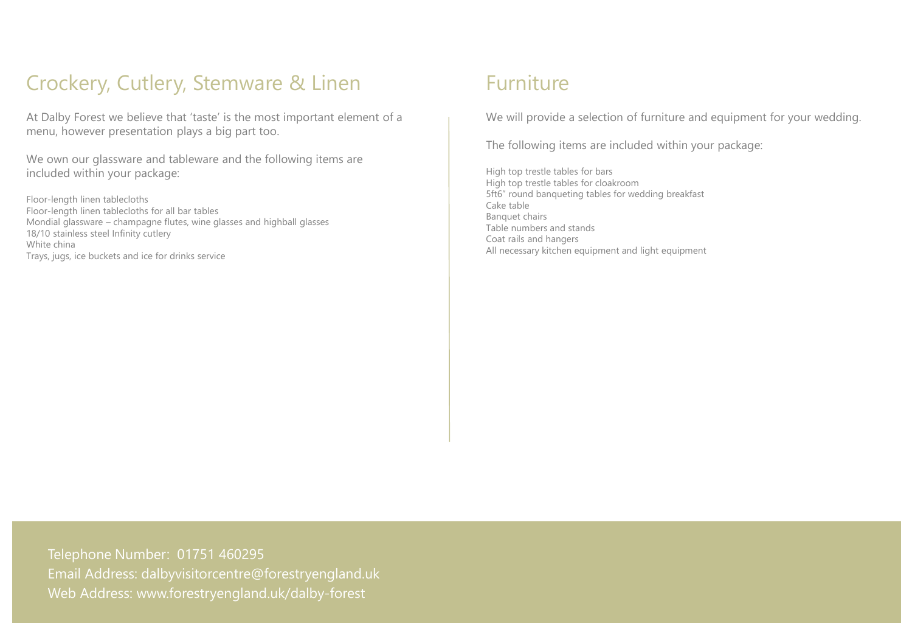## Crockery, Cutlery, Stemware & Linen

At Dalby Forest we believe that 'taste' is the most important element of a menu, however presentation plays a big part too.

We own our glassware and tableware and the following items are included within your package:

Floor-length linen tablecloths
Floor-length linen tablecloths for all bar tables
Mondial glassware – champagne flutes, wine glasses and highball glasses
18/10 stainless steel Infinity cutlery
White china
Trays, jugs, ice buckets and ice for drinks service

## Furniture

We will provide a selection of furniture and equipment for your wedding.

The following items are included within your package:

High top trestle tables for bars
High top trestle tables for cloakroom
5ft6" round banqueting tables for wedding breakfast
Cake table
Banquet chairs
Table numbers and stands
Coat rails and hangers
All necessary kitchen equipment and light equipment

Telephone Number: 01751 460295
Email Address: dalbyvisitorcentre@forestryengland.uk
Web Address: www.forestryengland.uk/dalby-forest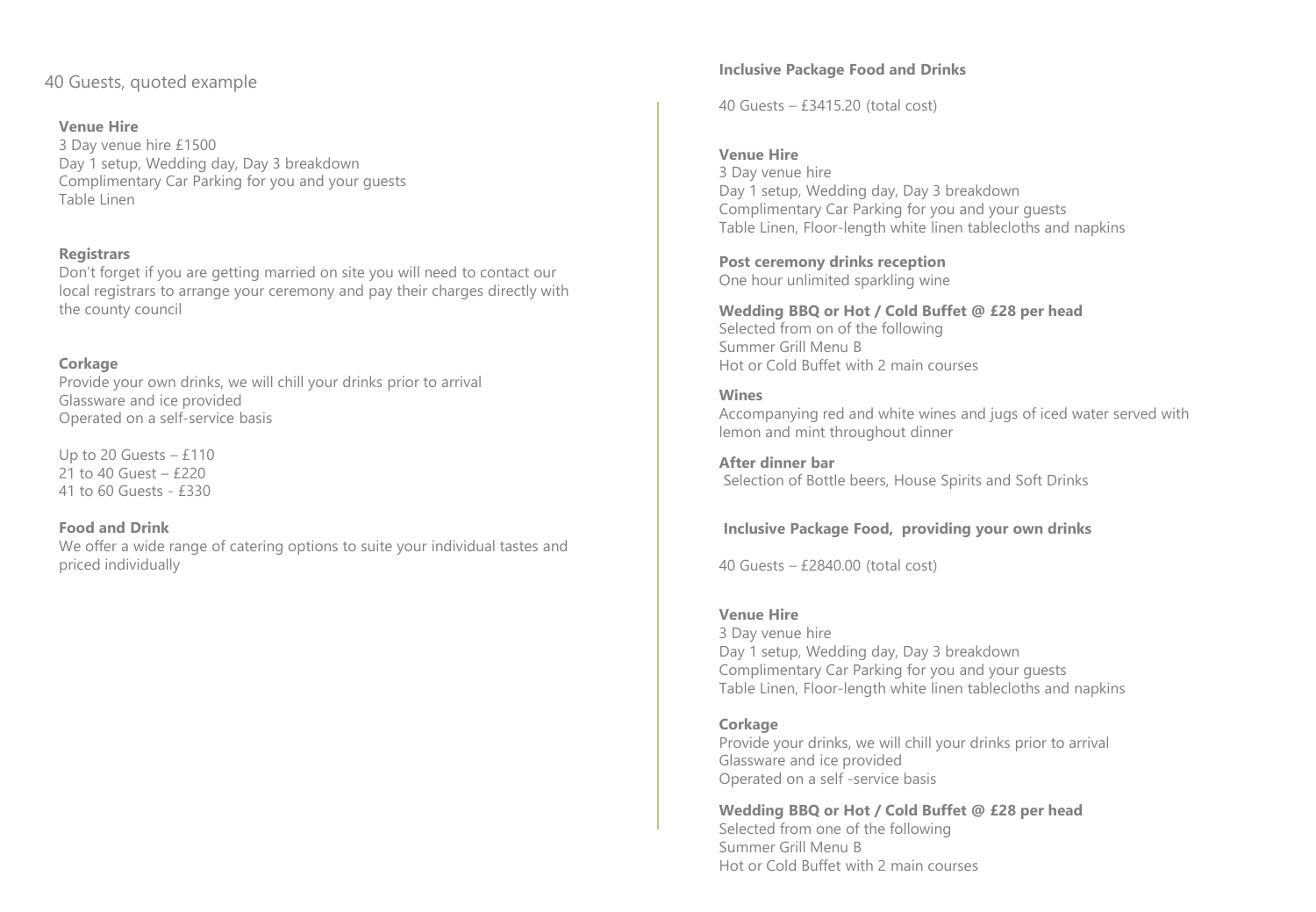## 40 Guests, quoted example

**Venue Hire**
3 Day venue hire £1500
Day 1 setup, Wedding day, Day 3 breakdown
Complimentary Car Parking for you and your guests
Table Linen

**Registrars**
Don't forget if you are getting married on site you will need to contact our local registrars to arrange your ceremony and pay their charges directly with the county council

**Corkage**
Provide your own drinks, we will chill your drinks prior to arrival
Glassware and ice provided
Operated on a self-service basis

Up to 20 Guests – £110
21 to 40 Guest – £220
41 to 60 Guests - £330

**Food and Drink**
We offer a wide range of catering options to suite your individual tastes and priced individually

### Inclusive Package Food and Drinks

40 Guests – £3415.20 (total cost)

**Venue Hire**
3 Day venue hire
Day 1 setup, Wedding day, Day 3 breakdown
Complimentary Car Parking for you and your guests
Table Linen, Floor-length white linen tablecloths and napkins

**Post ceremony drinks reception**
One hour unlimited sparkling wine

**Wedding BBQ or Hot / Cold Buffet @ £28 per head**
Selected from on of the following
Summer Grill Menu B
Hot or Cold Buffet with 2 main courses

**Wines**
Accompanying red and white wines and jugs of iced water served with lemon and mint throughout dinner

**After dinner bar**
Selection of Bottle beers, House Spirits and Soft Drinks

### Inclusive Package Food, providing your own drinks

40 Guests – £2840.00 (total cost)

**Venue Hire**
3 Day venue hire
Day 1 setup, Wedding day, Day 3 breakdown
Complimentary Car Parking for you and your guests
Table Linen, Floor-length white linen tablecloths and napkins

**Corkage**
Provide your drinks, we will chill your drinks prior to arrival
Glassware and ice provided
Operated on a self -service basis

**Wedding BBQ or Hot / Cold Buffet @ £28 per head**
Selected from one of the following
Summer Grill Menu B
Hot or Cold Buffet with 2 main courses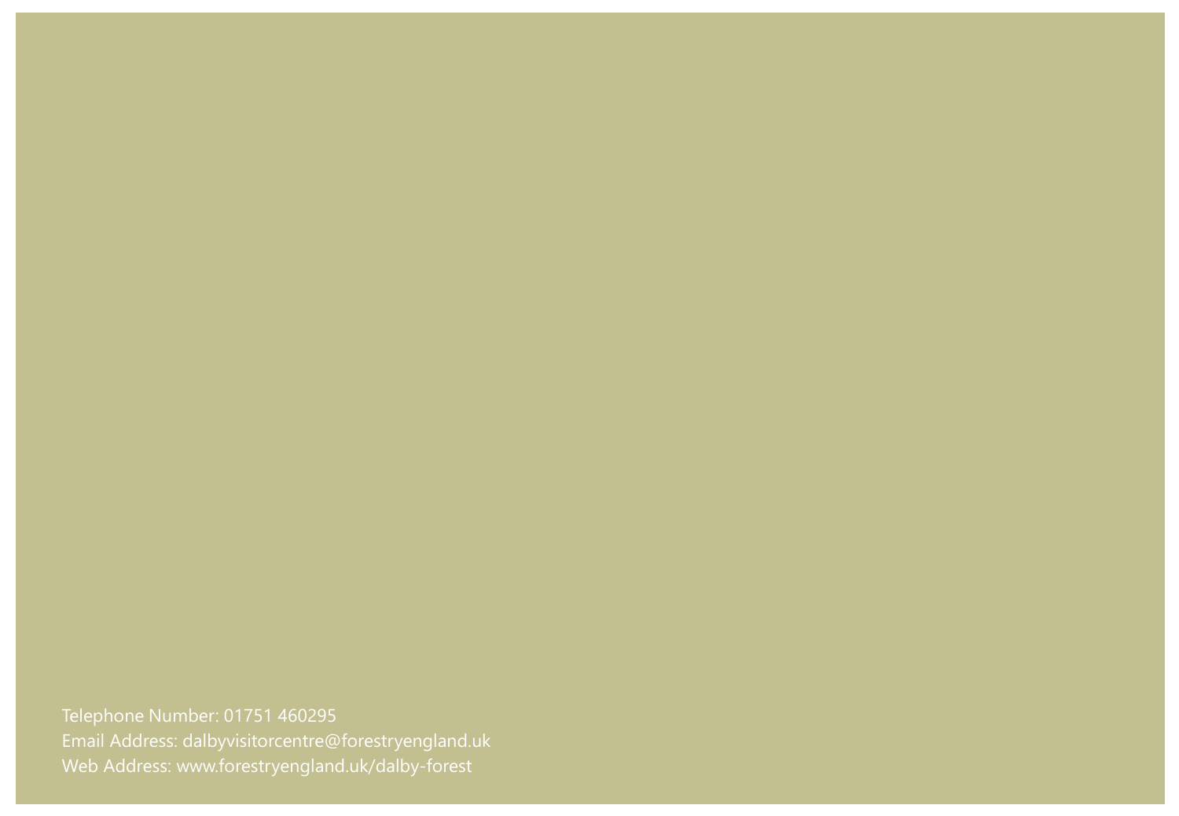Telephone Number: 01751 460295
Email Address: dalbyvisitorcentre@forestryengland.uk
Web Address: www.forestryengland.uk/dalby-forest